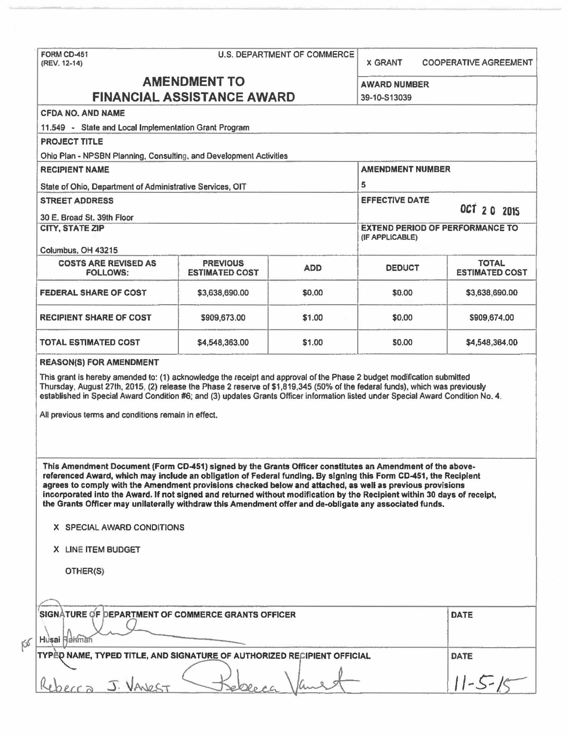FORM CD-451 (REV. 12-14)

U.S. DEPARTMENT OF COMMERCE

X GRANT    COOPERATIVE AGREEMENT

# AMENDMENT TO FINANCIAL ASSISTANCE AWARD

**AWARD NUMBER**
39-10-S13039

**CFDA NO. AND NAME**
11.549 - State and Local Implementation Grant Program

**PROJECT TITLE**
Ohio Plan - NPSBN Planning, Consulting, and Development Activities

**RECIPIENT NAME**
State of Ohio, Department of Administrative Services, OIT

**AMENDMENT NUMBER**
5

**STREET ADDRESS**
30 E. Broad St. 39th Floor

**EFFECTIVE DATE**
OCT 20 2015

**CITY, STATE ZIP**
Columbus, OH 43215

**EXTEND PERIOD OF PERFORMANCE TO (IF APPLICABLE)**

| COSTS ARE REVISED AS FOLLOWS: | PREVIOUS ESTIMATED COST | ADD | DEDUCT | TOTAL ESTIMATED COST |
|---|---|---|---|---|
| FEDERAL SHARE OF COST | $3,638,690.00 | $0.00 | $0.00 | $3,638,690.00 |
| RECIPIENT SHARE OF COST | $909,673.00 | $1.00 | $0.00 | $909,674.00 |
| TOTAL ESTIMATED COST | $4,548,363.00 | $1.00 | $0.00 | $4,548,364.00 |

**REASON(S) FOR AMENDMENT**

This grant is hereby amended to: (1) acknowledge the receipt and approval of the Phase 2 budget modification submitted Thursday, August 27th, 2015, (2) release the Phase 2 reserve of $1,819,345 (50% of the federal funds), which was previously established in Special Award Condition #6; and (3) updates Grants Officer information listed under Special Award Condition No. 4.

All previous terms and conditions remain in effect.

**This Amendment Document (Form CD-451) signed by the Grants Officer constitutes an Amendment of the above-referenced Award, which may include an obligation of Federal funding. By signing this Form CD-451, the Recipient agrees to comply with the Amendment provisions checked below and attached, as well as previous provisions incorporated into the Award. If not signed and returned without modification by the Recipient within 30 days of receipt, the Grants Officer may unilaterally withdraw this Amendment offer and de-obligate any associated funds.**

X SPECIAL AWARD CONDITIONS

X LINE ITEM BUDGET

OTHER(S)

**SIGNATURE OF DEPARTMENT OF COMMERCE GRANTS OFFICER**
Husai Rahman

**DATE**

**TYPED NAME, TYPED TITLE, AND SIGNATURE OF AUTHORIZED RECIPIENT OFFICIAL**
Rebecca J. Vanest

**DATE**
11-5-15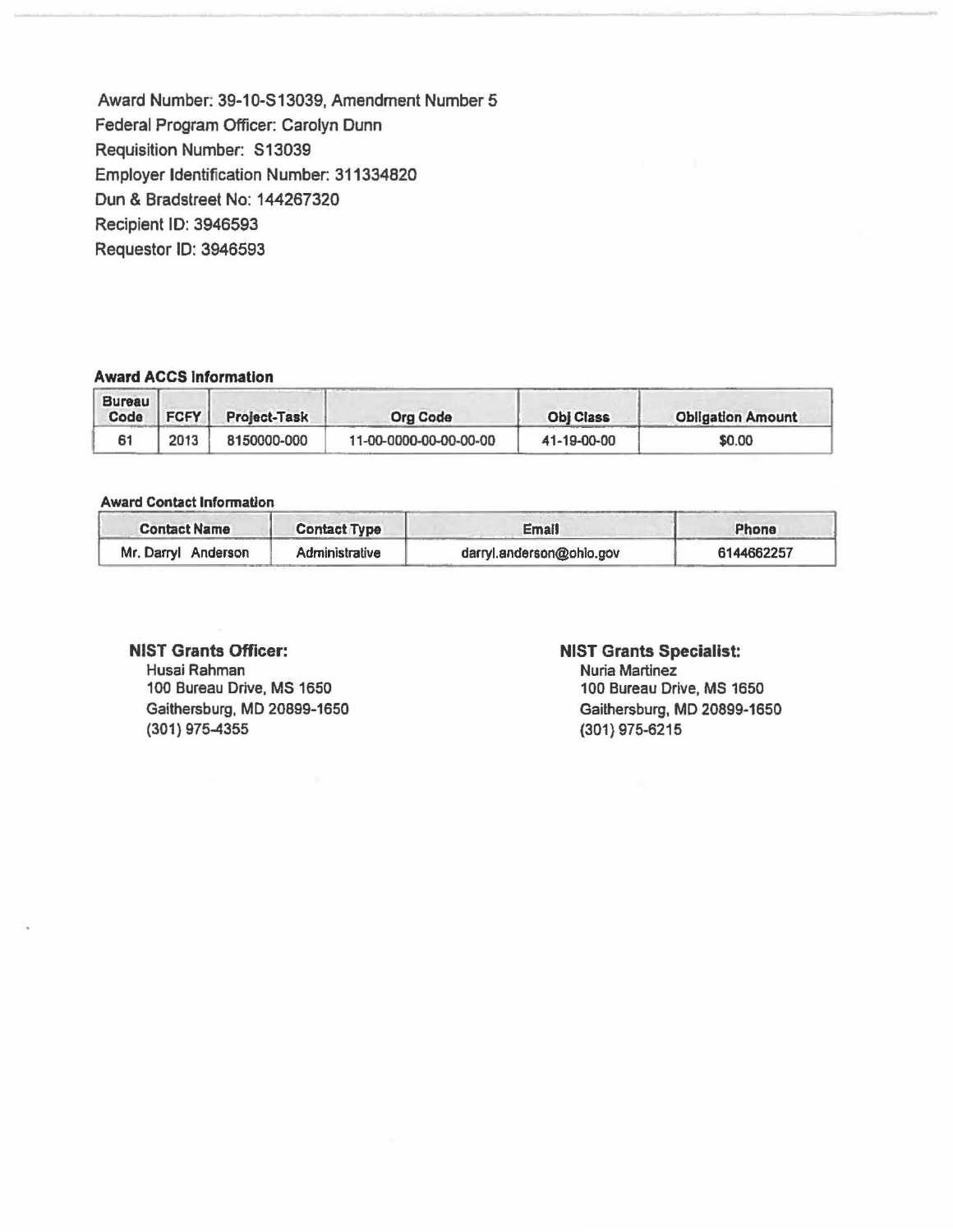Award Number: 39-10-S13039, Amendment Number 5
Federal Program Officer: Carolyn Dunn
Requisition Number: S13039
Employer Identification Number: 311334820
Dun & Bradstreet No: 144267320
Recipient ID: 3946593
Requestor ID: 3946593

**Award ACCS Information**

| Bureau Code | FCFY | Project-Task | Org Code | Obj Class | Obligation Amount |
|---|---|---|---|---|---|
| 61 | 2013 | 8150000-000 | 11-00-0000-00-00-00-00 | 41-19-00-00 | $0.00 |

**Award Contact Information**

| Contact Name | Contact Type | Email | Phone |
|---|---|---|---|
| Mr. Darryl Anderson | Administrative | darryl.anderson@ohio.gov | 6144662257 |

**NIST Grants Officer:**
Husai Rahman
100 Bureau Drive, MS 1650
Gaithersburg, MD 20899-1650
(301) 975-4355

**NIST Grants Specialist:**
Nuria Martinez
100 Bureau Drive, MS 1650
Gaithersburg, MD 20899-1650
(301) 975-6215